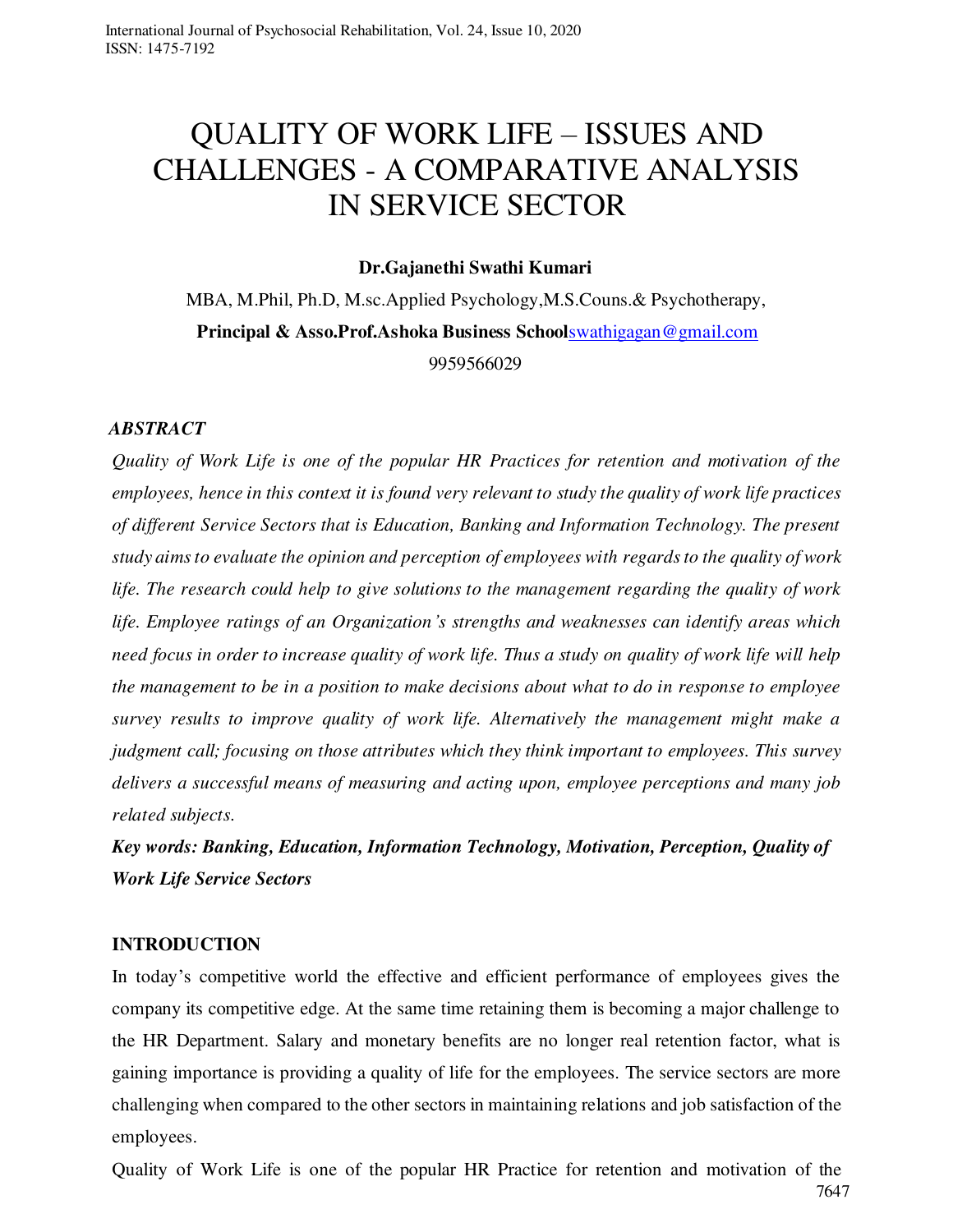# QUALITY OF WORK LIFE – ISSUES AND CHALLENGES - A COMPARATIVE ANALYSIS IN SERVICE SECTOR

**Dr.Gajanethi Swathi Kumari**

MBA, M.Phil, Ph.D, M.sc.Applied Psychology,M.S.Couns.& Psychotherapy,

**Principal & Asso.Prof.Ashoka Business School**swathigagan@gmail.com

9959566029

***ABSTRACT***

*Quality of Work Life is one of the popular HR Practices for retention and motivation of the employees, hence in this context it is found very relevant to study the quality of work life practices of different Service Sectors that is Education, Banking and Information Technology. The present study aims to evaluate the opinion and perception of employees with regards to the quality of work life. The research could help to give solutions to the management regarding the quality of work life. Employee ratings of an Organization's strengths and weaknesses can identify areas which need focus in order to increase quality of work life. Thus a study on quality of work life will help the management to be in a position to make decisions about what to do in response to employee survey results to improve quality of work life. Alternatively the management might make a judgment call; focusing on those attributes which they think important to employees. This survey delivers a successful means of measuring and acting upon, employee perceptions and many job related subjects.*

***Key words: Banking, Education, Information Technology, Motivation, Perception, Quality of Work Life Service Sectors***

## INTRODUCTION

In today's competitive world the effective and efficient performance of employees gives the company its competitive edge. At the same time retaining them is becoming a major challenge to the HR Department. Salary and monetary benefits are no longer real retention factor, what is gaining importance is providing a quality of life for the employees. The service sectors are more challenging when compared to the other sectors in maintaining relations and job satisfaction of the employees.

Quality of Work Life is one of the popular HR Practice for retention and motivation of the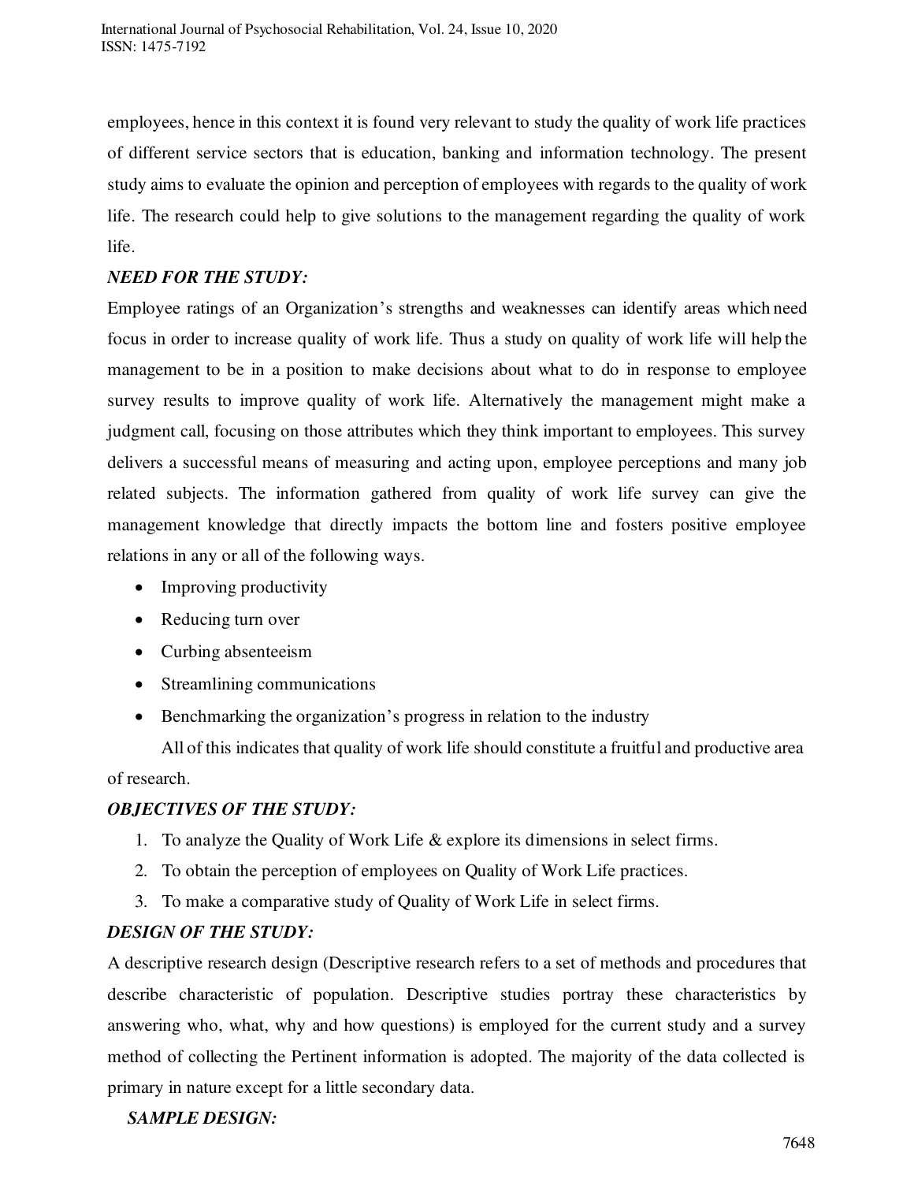employees, hence in this context it is found very relevant to study the quality of work life practices of different service sectors that is education, banking and information technology. The present study aims to evaluate the opinion and perception of employees with regards to the quality of work life. The research could help to give solutions to the management regarding the quality of work life.

### *NEED FOR THE STUDY:*

Employee ratings of an Organization's strengths and weaknesses can identify areas which need focus in order to increase quality of work life. Thus a study on quality of work life will help the management to be in a position to make decisions about what to do in response to employee survey results to improve quality of work life. Alternatively the management might make a judgment call, focusing on those attributes which they think important to employees. This survey delivers a successful means of measuring and acting upon, employee perceptions and many job related subjects. The information gathered from quality of work life survey can give the management knowledge that directly impacts the bottom line and fosters positive employee relations in any or all of the following ways.

- Improving productivity
- Reducing turn over
- Curbing absenteeism
- Streamlining communications
- Benchmarking the organization's progress in relation to the industry

All of this indicates that quality of work life should constitute a fruitful and productive area of research.

### *OBJECTIVES OF THE STUDY:*

1. To analyze the Quality of Work Life & explore its dimensions in select firms.
2. To obtain the perception of employees on Quality of Work Life practices.
3. To make a comparative study of Quality of Work Life in select firms.

### *DESIGN OF THE STUDY:*

A descriptive research design (Descriptive research refers to a set of methods and procedures that describe characteristic of population. Descriptive studies portray these characteristics by answering who, what, why and how questions) is employed for the current study and a survey method of collecting the Pertinent information is adopted. The majority of the data collected is primary in nature except for a little secondary data.

### *SAMPLE DESIGN:*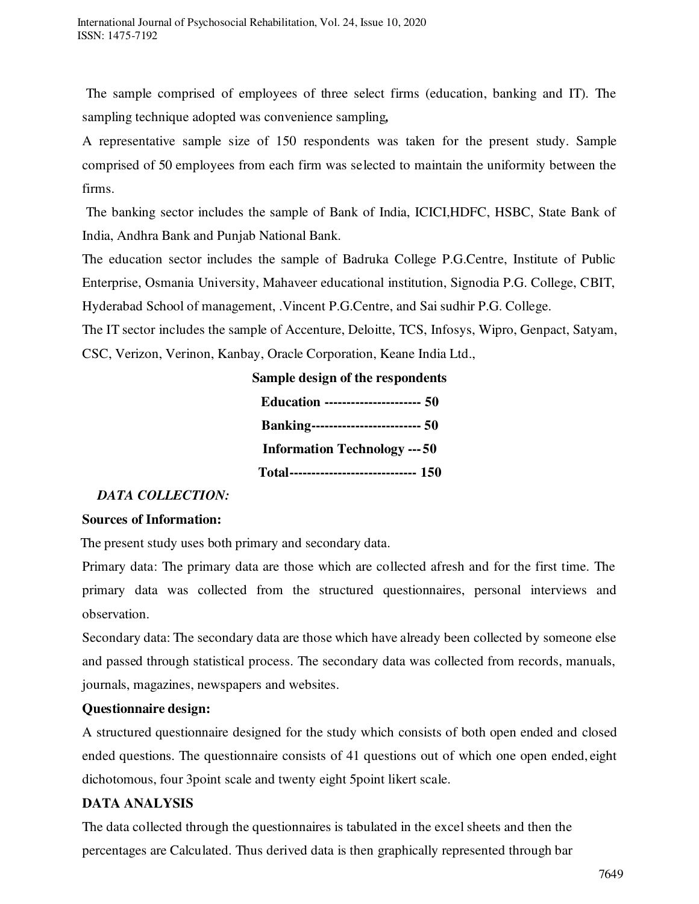The sample comprised of employees of three select firms (education, banking and IT). The sampling technique adopted was convenience sampling**,**

A representative sample size of 150 respondents was taken for the present study. Sample comprised of 50 employees from each firm was selected to maintain the uniformity between the firms.

The banking sector includes the sample of Bank of India, ICICI,HDFC, HSBC, State Bank of India, Andhra Bank and Punjab National Bank.

The education sector includes the sample of Badruka College P.G.Centre, Institute of Public Enterprise, Osmania University, Mahaveer educational institution, Signodia P.G. College, CBIT, Hyderabad School of management, .Vincent P.G.Centre, and Sai sudhir P.G. College.

The IT sector includes the sample of Accenture, Deloitte, TCS, Infosys, Wipro, Genpact, Satyam, CSC, Verizon, Verinon, Kanbay, Oracle Corporation, Keane India Ltd.,

**Sample design of the respondents**

**Education ---------------------- 50**

**Banking------------------------- 50**

**Information Technology --- 50**

**Total----------------------------- 150**

***DATA COLLECTION:***

**Sources of Information:**

The present study uses both primary and secondary data.

Primary data: The primary data are those which are collected afresh and for the first time. The primary data was collected from the structured questionnaires, personal interviews and observation.

Secondary data: The secondary data are those which have already been collected by someone else and passed through statistical process. The secondary data was collected from records, manuals, journals, magazines, newspapers and websites.

**Questionnaire design:**

A structured questionnaire designed for the study which consists of both open ended and closed ended questions. The questionnaire consists of 41 questions out of which one open ended, eight dichotomous, four 3point scale and twenty eight 5point likert scale.

**DATA ANALYSIS**

The data collected through the questionnaires is tabulated in the excel sheets and then the percentages are Calculated. Thus derived data is then graphically represented through bar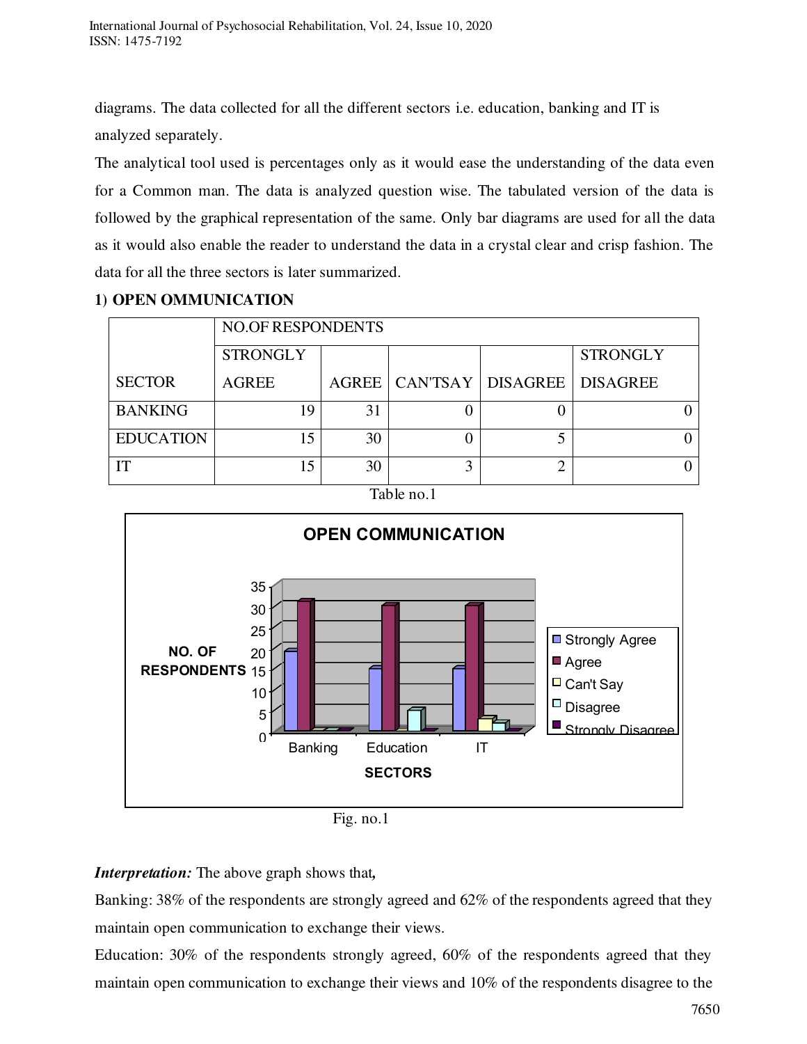diagrams. The data collected for all the different sectors i.e. education, banking and IT is analyzed separately.

The analytical tool used is percentages only as it would ease the understanding of the data even for a Common man. The data is analyzed question wise. The tabulated version of the data is followed by the graphical representation of the same. Only bar diagrams are used for all the data as it would also enable the reader to understand the data in a crystal clear and crisp fashion. The data for all the three sectors is later summarized.

**1) OPEN OMMUNICATION**

| SECTOR | NO.OF RESPONDENTS | | | | |
|---|---|---|---|---|---|
| | STRONGLY AGREE | AGREE | CAN'TSAY | DISAGREE | STRONGLY DISAGREE |
| BANKING | 19 | 31 | 0 | 0 | 0 |
| EDUCATION | 15 | 30 | 0 | 5 | 0 |
| IT | 15 | 30 | 3 | 2 | 0 |

Table no.1

Fig. no.1

***Interpretation:*** The above graph shows that,

Banking: 38% of the respondents are strongly agreed and 62% of the respondents agreed that they maintain open communication to exchange their views.

Education: 30% of the respondents strongly agreed, 60% of the respondents agreed that they maintain open communication to exchange their views and 10% of the respondents disagree to the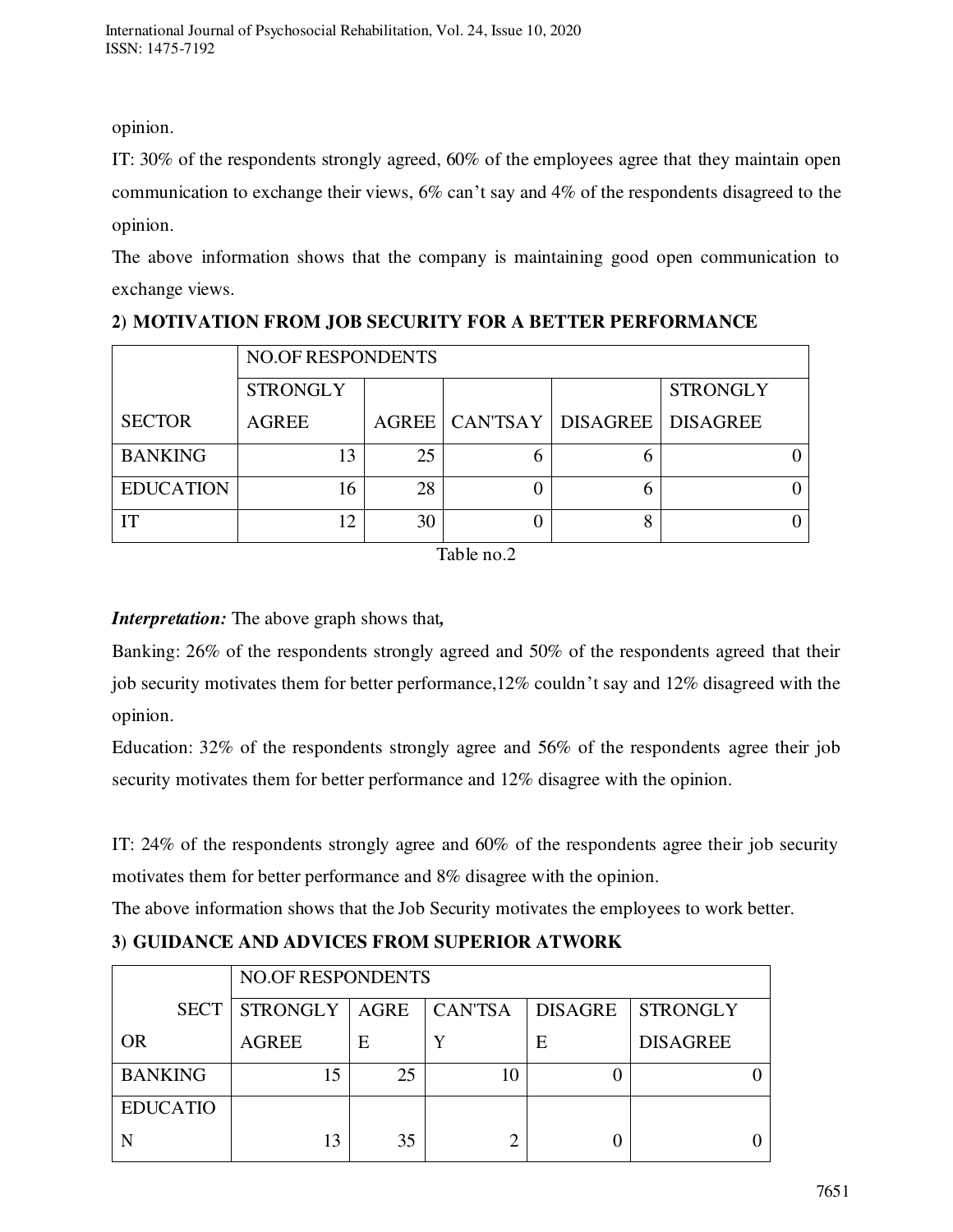opinion.

IT: 30% of the respondents strongly agreed, 60% of the employees agree that they maintain open communication to exchange their views, 6% can't say and 4% of the respondents disagreed to the opinion.

The above information shows that the company is maintaining good open communication to exchange views.

**2) MOTIVATION FROM JOB SECURITY FOR A BETTER PERFORMANCE**

| SECTOR | NO.OF RESPONDENTS | | | | |
|---|---|---|---|---|---|
| | STRONGLY AGREE | AGREE | CAN'TSAY | DISAGREE | STRONGLY DISAGREE |
| BANKING | 13 | 25 | 6 | 6 | 0 |
| EDUCATION | 16 | 28 | 0 | 6 | 0 |
| IT | 12 | 30 | 0 | 8 | 0 |

Table no.2

***Interpretation:*** The above graph shows that***,***

Banking: 26% of the respondents strongly agreed and 50% of the respondents agreed that their job security motivates them for better performance,12% couldn't say and 12% disagreed with the opinion.

Education: 32% of the respondents strongly agree and 56% of the respondents agree their job security motivates them for better performance and 12% disagree with the opinion.

IT: 24% of the respondents strongly agree and 60% of the respondents agree their job security motivates them for better performance and 8% disagree with the opinion.

The above information shows that the Job Security motivates the employees to work better.

**3) GUIDANCE AND ADVICES FROM SUPERIOR ATWORK**

| SECTOR | NO.OF RESPONDENTS | | | | |
|---|---|---|---|---|---|
| | STRONGLY AGREE | AGREE | CAN'TSAY | DISAGREE | STRONGLY DISAGREE |
| BANKING | 15 | 25 | 10 | 0 | 0 |
| EDUCATION | 13 | 35 | 2 | 0 | 0 |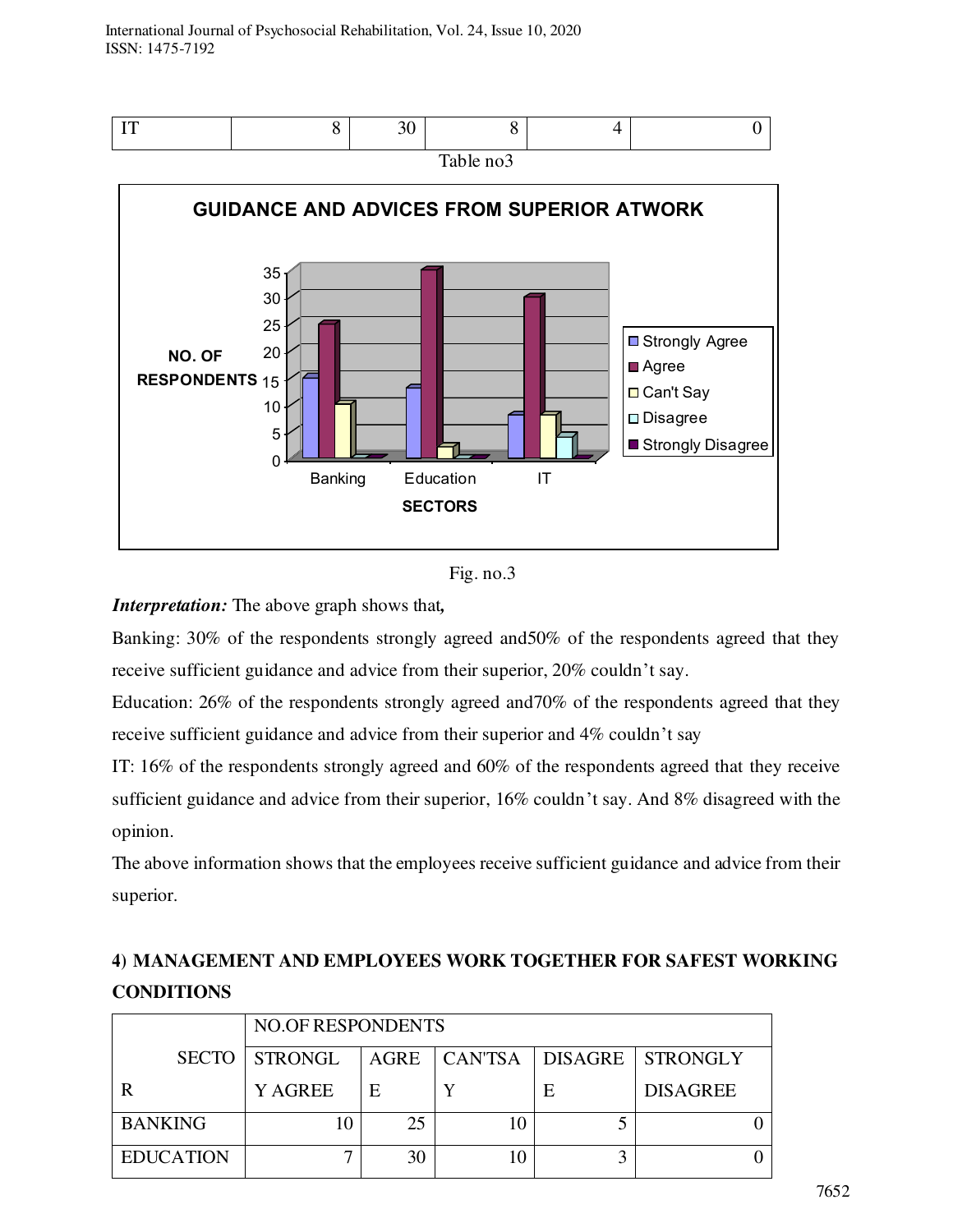| IT | 8 | 30 | 8 | 4 | 0 |
|---|---|---|---|---|---|

Table no3

Fig. no.3

***Interpretation:*** The above graph shows that***,***

Banking: 30% of the respondents strongly agreed and50% of the respondents agreed that they receive sufficient guidance and advice from their superior, 20% couldn't say.

Education: 26% of the respondents strongly agreed and70% of the respondents agreed that they receive sufficient guidance and advice from their superior and 4% couldn't say

IT: 16% of the respondents strongly agreed and 60% of the respondents agreed that they receive sufficient guidance and advice from their superior, 16% couldn't say. And 8% disagreed with the opinion.

The above information shows that the employees receive sufficient guidance and advice from their superior.

**4) MANAGEMENT AND EMPLOYEES WORK TOGETHER FOR SAFEST WORKING CONDITIONS**

| SECTOR | NO.OF RESPONDENTS | | | | |
|---|---|---|---|---|---|
| | STRONGLY AGREE | AGREE | CAN'TSAY | DISAGREE | STRONGLY DISAGREE |
| BANKING | 10 | 25 | 10 | 5 | 0 |
| EDUCATION | 7 | 30 | 10 | 3 | 0 |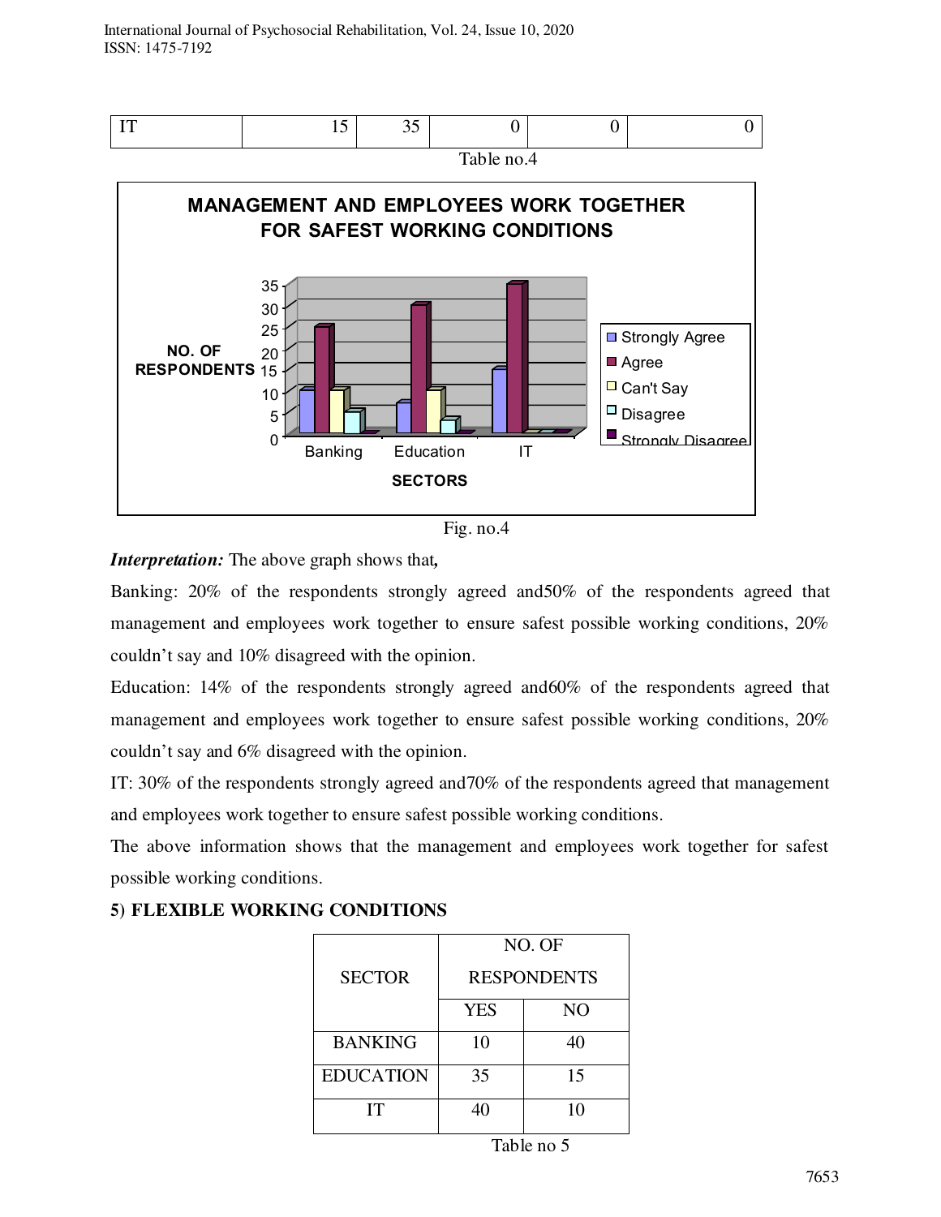| IT | 15 | 35 | 0 | 0 | 0 |
|---|---|---|---|---|---|

Table no.4

Fig. no.4

***Interpretation:*** The above graph shows that***,***

Banking: 20% of the respondents strongly agreed and50% of the respondents agreed that management and employees work together to ensure safest possible working conditions, 20% couldn't say and 10% disagreed with the opinion.

Education: 14% of the respondents strongly agreed and60% of the respondents agreed that management and employees work together to ensure safest possible working conditions, 20% couldn't say and 6% disagreed with the opinion.

IT: 30% of the respondents strongly agreed and70% of the respondents agreed that management and employees work together to ensure safest possible working conditions.

The above information shows that the management and employees work together for safest possible working conditions.

**5) FLEXIBLE WORKING CONDITIONS**

| SECTOR | NO. OF RESPONDENTS | |
|---|---|---|
| | YES | NO |
| BANKING | 10 | 40 |
| EDUCATION | 35 | 15 |
| IT | 40 | 10 |

Table no 5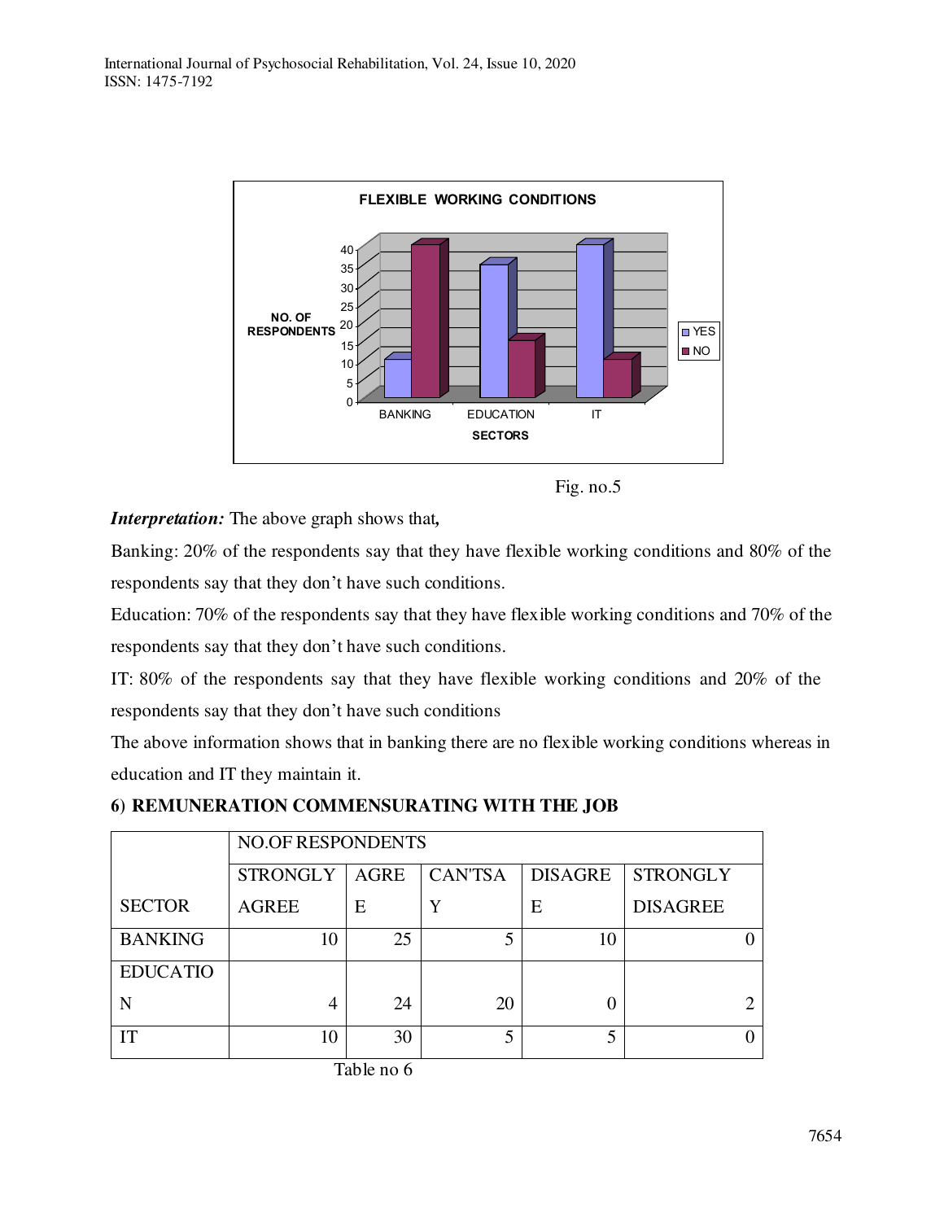Fig. no.5

***Interpretation:*** The above graph shows that***,***

Banking: 20% of the respondents say that they have flexible working conditions and 80% of the respondents say that they don't have such conditions.

Education: 70% of the respondents say that they have flexible working conditions and 70% of the respondents say that they don't have such conditions.

IT: 80% of the respondents say that they have flexible working conditions and 20% of the respondents say that they don't have such conditions

The above information shows that in banking there are no flexible working conditions whereas in education and IT they maintain it.

**6) REMUNERATION COMMENSURATING WITH THE JOB**

| SECTOR | NO.OF RESPONDENTS | | | | |
|---|---|---|---|---|---|
| | STRONGLY AGREE | AGREE | CAN'TSAY | DISAGREE | STRONGLY DISAGREE |
| BANKING | 10 | 25 | 5 | 10 | 0 |
| EDUCATION | 4 | 24 | 20 | 0 | 2 |
| IT | 10 | 30 | 5 | 5 | 0 |

Table no 6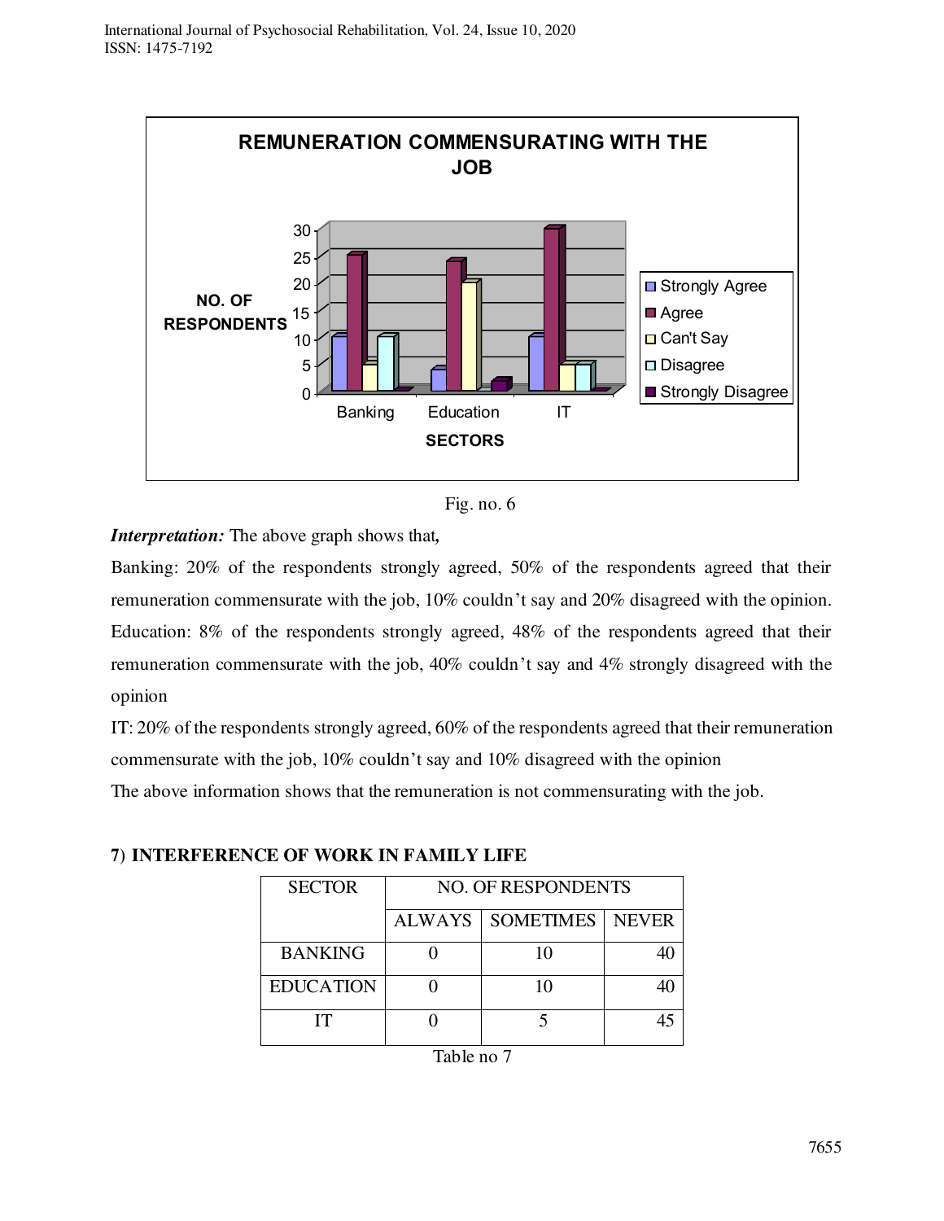Fig. no. 6

***Interpretation:*** The above graph shows that***,***

Banking: 20% of the respondents strongly agreed, 50% of the respondents agreed that their remuneration commensurate with the job, 10% couldn't say and 20% disagreed with the opinion.

Education: 8% of the respondents strongly agreed, 48% of the respondents agreed that their remuneration commensurate with the job, 40% couldn't say and 4% strongly disagreed with the opinion

IT: 20% of the respondents strongly agreed, 60% of the respondents agreed that their remuneration commensurate with the job, 10% couldn't say and 10% disagreed with the opinion

The above information shows that the remuneration is not commensurating with the job.

**7) INTERFERENCE OF WORK IN FAMILY LIFE**

| SECTOR | NO. OF RESPONDENTS | | |
|---|---|---|---|
| | ALWAYS | SOMETIMES | NEVER |
| BANKING | 0 | 10 | 40 |
| EDUCATION | 0 | 10 | 40 |
| IT | 0 | 5 | 45 |

Table no 7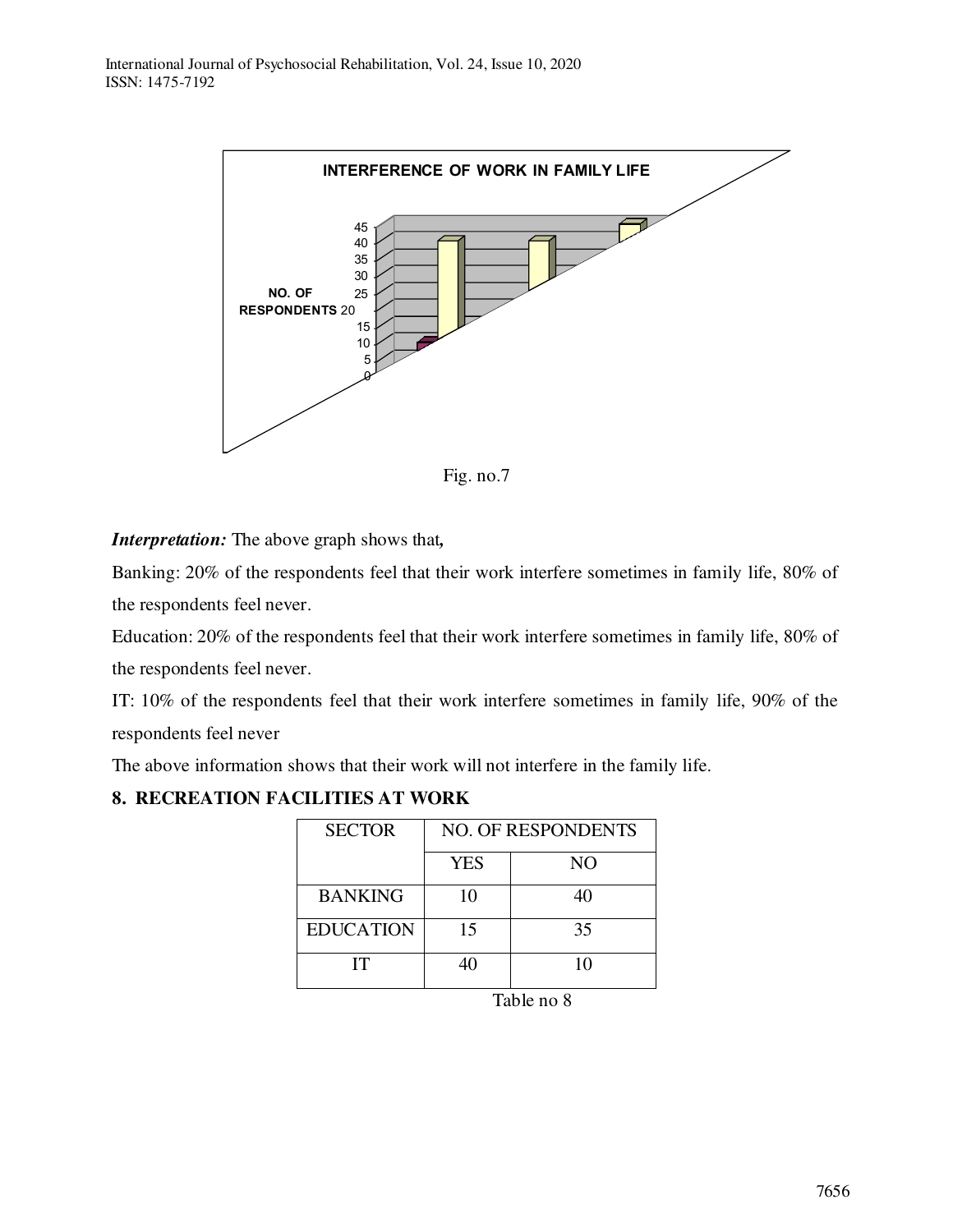INTERFERENCE OF WORK IN FAMILY LIFE

Fig. no.7

***Interpretation:*** The above graph shows that**,**

Banking: 20% of the respondents feel that their work interfere sometimes in family life, 80% of the respondents feel never.

Education: 20% of the respondents feel that their work interfere sometimes in family life, 80% of the respondents feel never.

IT: 10% of the respondents feel that their work interfere sometimes in family life, 90% of the respondents feel never

The above information shows that their work will not interfere in the family life.

## 8. RECREATION FACILITIES AT WORK

| SECTOR | NO. OF RESPONDENTS | |
|---|---|---|
| | YES | NO |
| BANKING | 10 | 40 |
| EDUCATION | 15 | 35 |
| IT | 40 | 10 |

Table no 8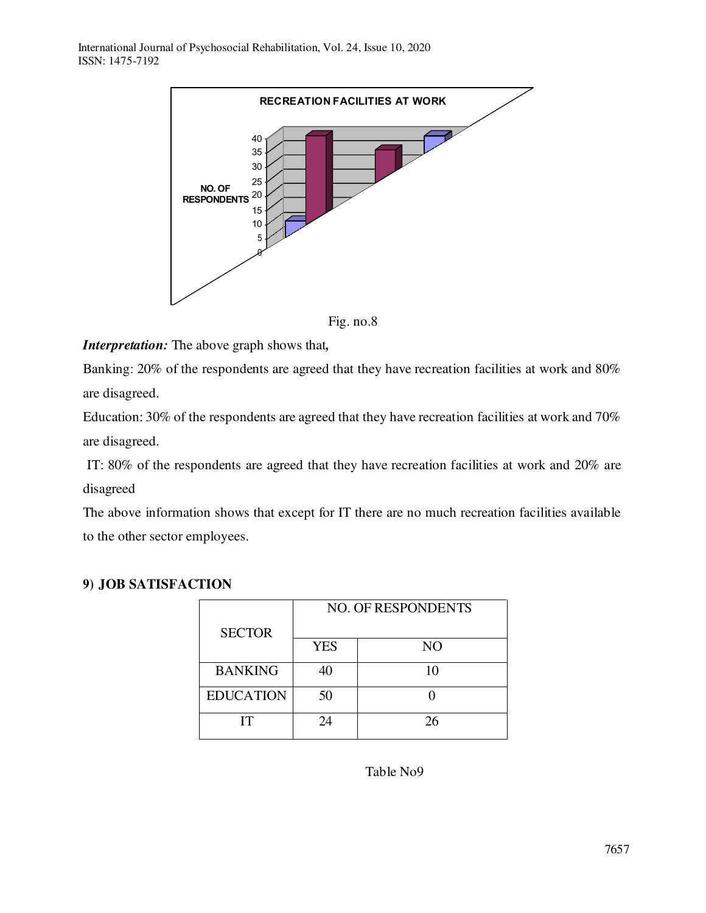Fig. no.8

***Interpretation:*** The above graph shows that***,***

Banking: 20% of the respondents are agreed that they have recreation facilities at work and 80% are disagreed.

Education: 30% of the respondents are agreed that they have recreation facilities at work and 70% are disagreed.

IT: 80% of the respondents are agreed that they have recreation facilities at work and 20% are disagreed

The above information shows that except for IT there are no much recreation facilities available to the other sector employees.

**9) JOB SATISFACTION**

| SECTOR | NO. OF RESPONDENTS | |
|---|---|---|
| | YES | NO |
| BANKING | 40 | 10 |
| EDUCATION | 50 | 0 |
| IT | 24 | 26 |

Table No9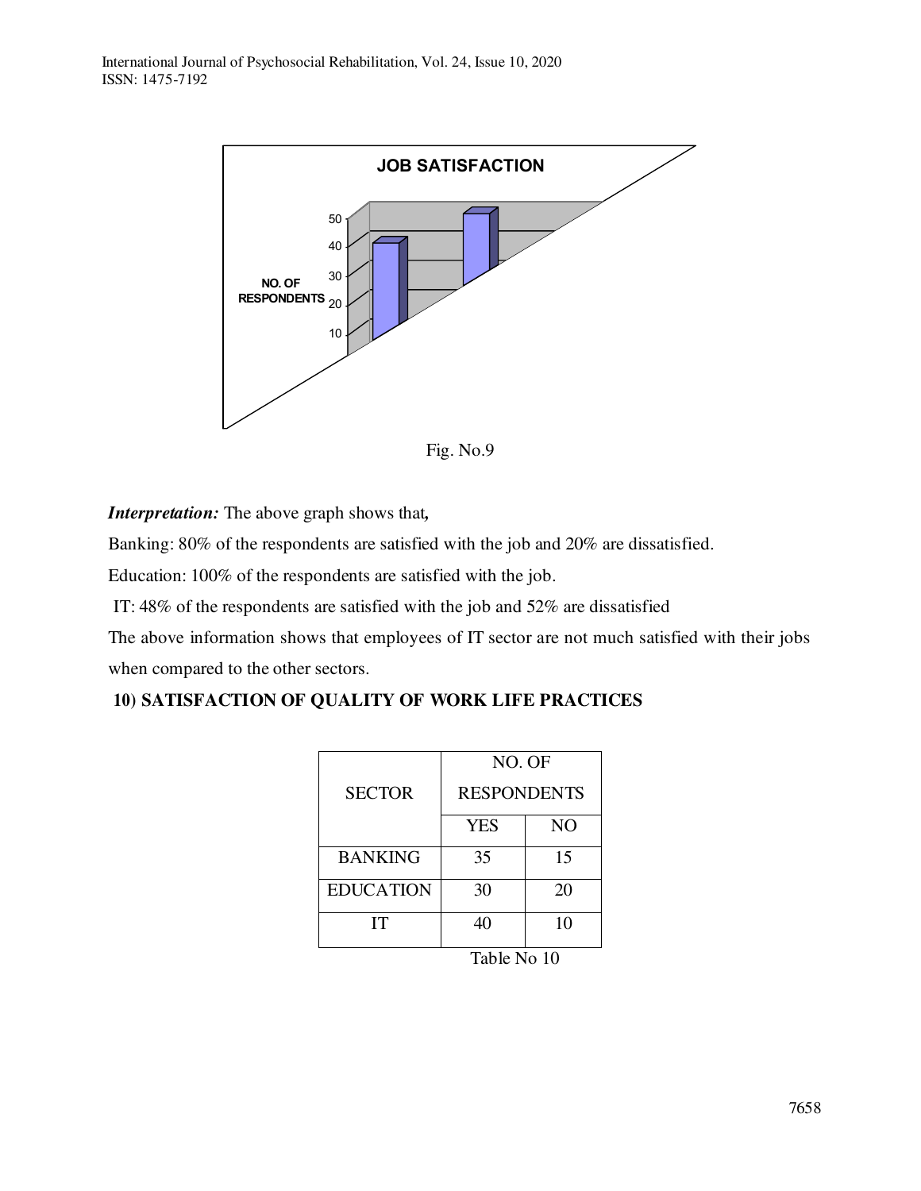JOB SATISFACTION

NO. OF RESPONDENTS

Fig. No.9

***Interpretation:*** The above graph shows that**,**

Banking: 80% of the respondents are satisfied with the job and 20% are dissatisfied.

Education: 100% of the respondents are satisfied with the job.

IT: 48% of the respondents are satisfied with the job and 52% are dissatisfied

The above information shows that employees of IT sector are not much satisfied with their jobs when compared to the other sectors.

**10) SATISFACTION OF QUALITY OF WORK LIFE PRACTICES**

| SECTOR | NO. OF RESPONDENTS | |
|---|---|---|
| | YES | NO |
| BANKING | 35 | 15 |
| EDUCATION | 30 | 20 |
| IT | 40 | 10 |

Table No 10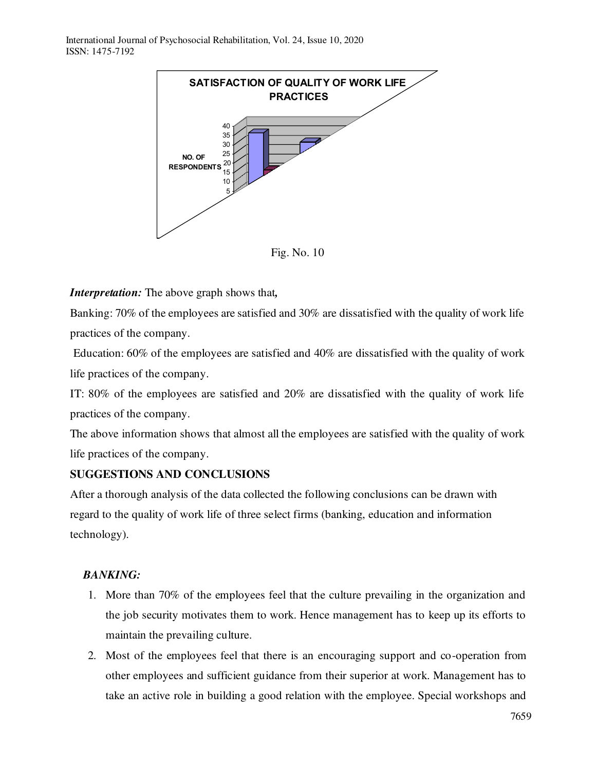Fig. No. 10

***Interpretation:*** The above graph shows that***,***

Banking: 70% of the employees are satisfied and 30% are dissatisfied with the quality of work life practices of the company.

Education: 60% of the employees are satisfied and 40% are dissatisfied with the quality of work life practices of the company.

IT: 80% of the employees are satisfied and 20% are dissatisfied with the quality of work life practices of the company.

The above information shows that almost all the employees are satisfied with the quality of work life practices of the company.

## SUGGESTIONS AND CONCLUSIONS

After a thorough analysis of the data collected the following conclusions can be drawn with regard to the quality of work life of three select firms (banking, education and information technology).

### *BANKING:*

1. More than 70% of the employees feel that the culture prevailing in the organization and the job security motivates them to work. Hence management has to keep up its efforts to maintain the prevailing culture.
2. Most of the employees feel that there is an encouraging support and co-operation from other employees and sufficient guidance from their superior at work. Management has to take an active role in building a good relation with the employee. Special workshops and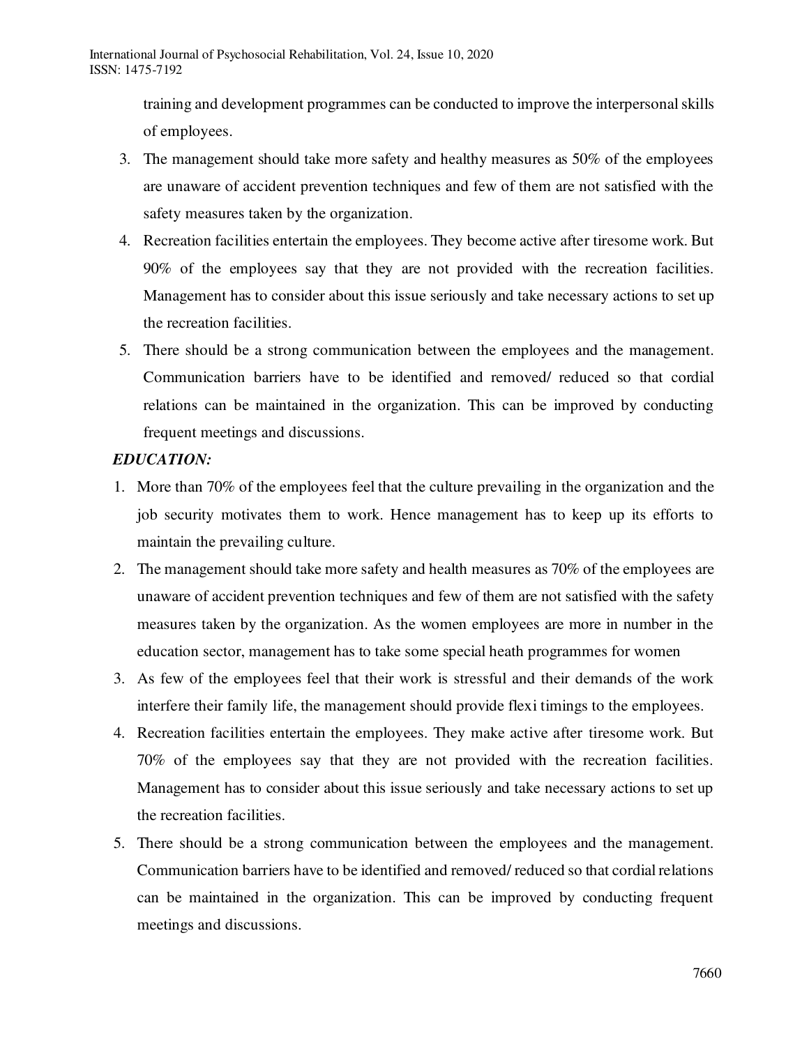training and development programmes can be conducted to improve the interpersonal skills of employees.

3. The management should take more safety and healthy measures as 50% of the employees are unaware of accident prevention techniques and few of them are not satisfied with the safety measures taken by the organization.
4. Recreation facilities entertain the employees. They become active after tiresome work. But 90% of the employees say that they are not provided with the recreation facilities. Management has to consider about this issue seriously and take necessary actions to set up the recreation facilities.
5. There should be a strong communication between the employees and the management. Communication barriers have to be identified and removed/ reduced so that cordial relations can be maintained in the organization. This can be improved by conducting frequent meetings and discussions.

***EDUCATION:***

1. More than 70% of the employees feel that the culture prevailing in the organization and the job security motivates them to work. Hence management has to keep up its efforts to maintain the prevailing culture.
2. The management should take more safety and health measures as 70% of the employees are unaware of accident prevention techniques and few of them are not satisfied with the safety measures taken by the organization. As the women employees are more in number in the education sector, management has to take some special heath programmes for women
3. As few of the employees feel that their work is stressful and their demands of the work interfere their family life, the management should provide flexi timings to the employees.
4. Recreation facilities entertain the employees. They make active after tiresome work. But 70% of the employees say that they are not provided with the recreation facilities. Management has to consider about this issue seriously and take necessary actions to set up the recreation facilities.
5. There should be a strong communication between the employees and the management. Communication barriers have to be identified and removed/ reduced so that cordial relations can be maintained in the organization. This can be improved by conducting frequent meetings and discussions.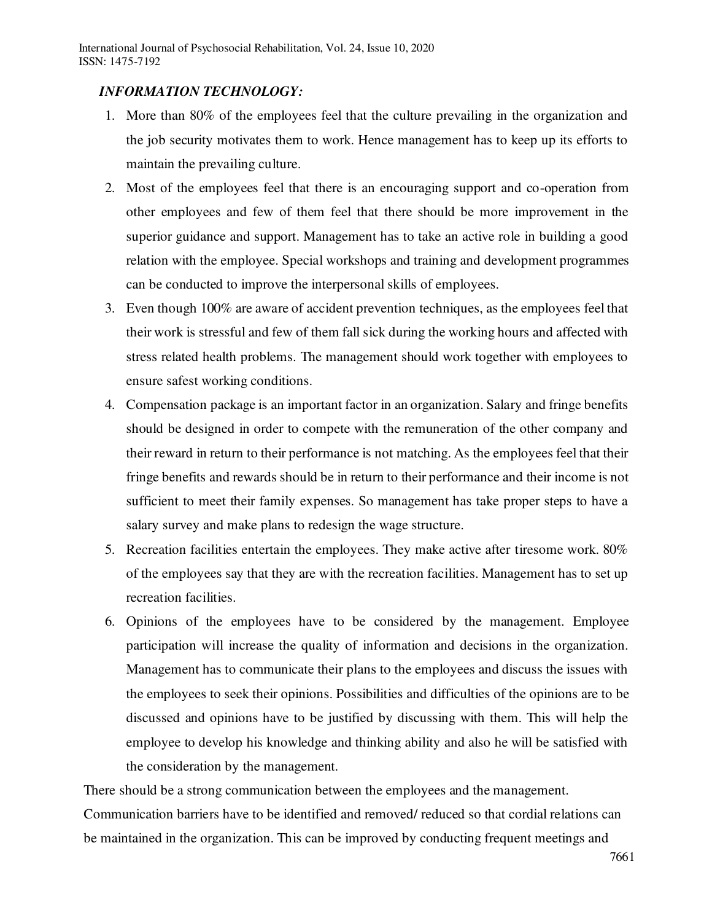***INFORMATION TECHNOLOGY:***

1. More than 80% of the employees feel that the culture prevailing in the organization and the job security motivates them to work. Hence management has to keep up its efforts to maintain the prevailing culture.
2. Most of the employees feel that there is an encouraging support and co-operation from other employees and few of them feel that there should be more improvement in the superior guidance and support. Management has to take an active role in building a good relation with the employee. Special workshops and training and development programmes can be conducted to improve the interpersonal skills of employees.
3. Even though 100% are aware of accident prevention techniques, as the employees feel that their work is stressful and few of them fall sick during the working hours and affected with stress related health problems. The management should work together with employees to ensure safest working conditions.
4. Compensation package is an important factor in an organization. Salary and fringe benefits should be designed in order to compete with the remuneration of the other company and their reward in return to their performance is not matching. As the employees feel that their fringe benefits and rewards should be in return to their performance and their income is not sufficient to meet their family expenses. So management has take proper steps to have a salary survey and make plans to redesign the wage structure.
5. Recreation facilities entertain the employees. They make active after tiresome work. 80% of the employees say that they are with the recreation facilities. Management has to set up recreation facilities.
6. Opinions of the employees have to be considered by the management. Employee participation will increase the quality of information and decisions in the organization. Management has to communicate their plans to the employees and discuss the issues with the employees to seek their opinions. Possibilities and difficulties of the opinions are to be discussed and opinions have to be justified by discussing with them. This will help the employee to develop his knowledge and thinking ability and also he will be satisfied with the consideration by the management.

There should be a strong communication between the employees and the management. Communication barriers have to be identified and removed/ reduced so that cordial relations can be maintained in the organization. This can be improved by conducting frequent meetings and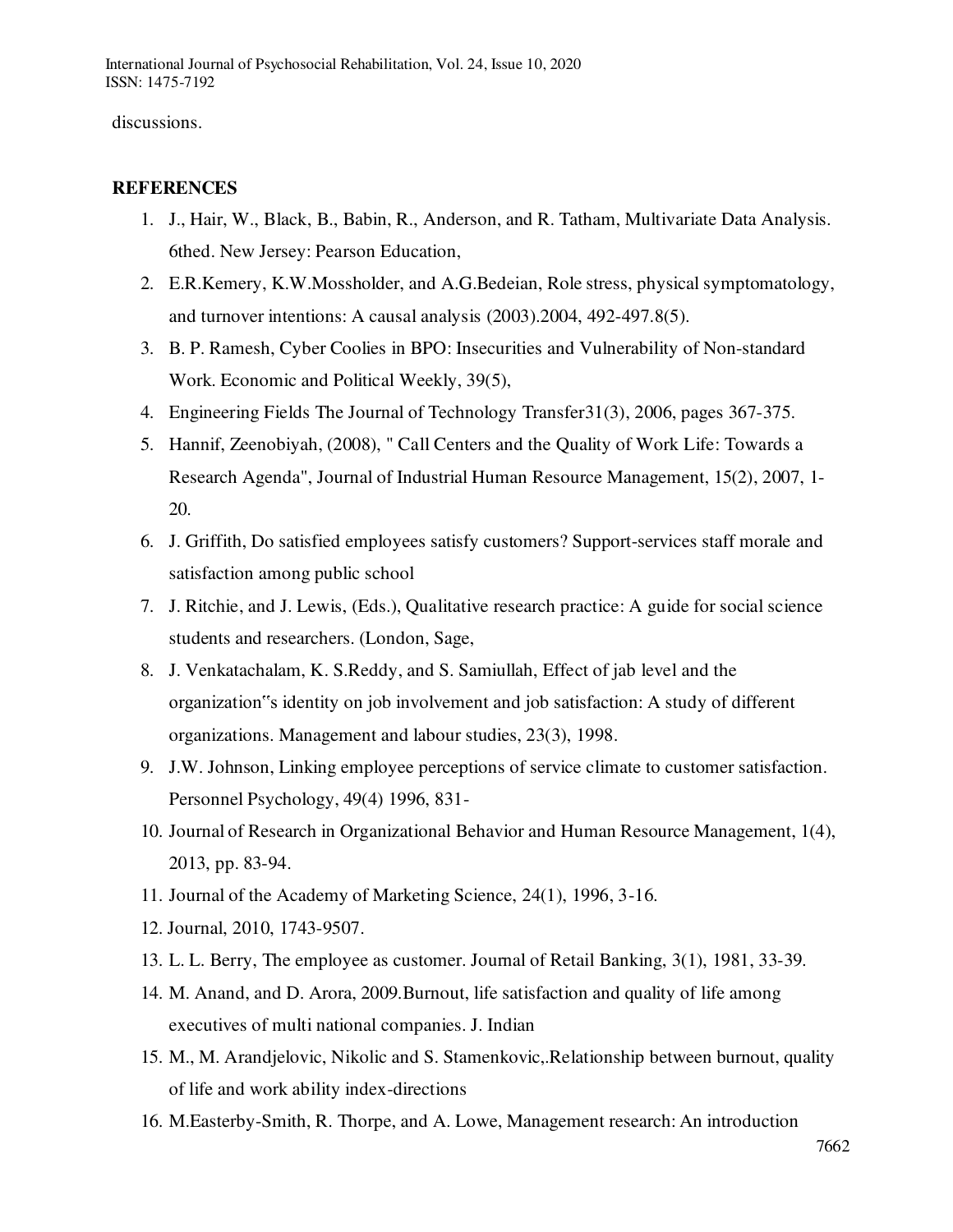discussions.

## REFERENCES

1. J., Hair, W., Black, B., Babin, R., Anderson, and R. Tatham, Multivariate Data Analysis. 6thed. New Jersey: Pearson Education,
2. E.R.Kemery, K.W.Mossholder, and A.G.Bedeian, Role stress, physical symptomatology, and turnover intentions: A causal analysis (2003).2004, 492-497.8(5).
3. B. P. Ramesh, Cyber Coolies in BPO: Insecurities and Vulnerability of Non-standard Work. Economic and Political Weekly, 39(5),
4. Engineering Fields The Journal of Technology Transfer31(3), 2006, pages 367-375.
5. Hannif, Zeenobiyah, (2008), " Call Centers and the Quality of Work Life: Towards a Research Agenda", Journal of Industrial Human Resource Management, 15(2), 2007, 1-20.
6. J. Griffith, Do satisfied employees satisfy customers? Support-services staff morale and satisfaction among public school
7. J. Ritchie, and J. Lewis, (Eds.), Qualitative research practice: A guide for social science students and researchers. (London, Sage,
8. J. Venkatachalam, K. S.Reddy, and S. Samiullah, Effect of jab level and the organization‟s identity on job involvement and job satisfaction: A study of different organizations. Management and labour studies, 23(3), 1998.
9. J.W. Johnson, Linking employee perceptions of service climate to customer satisfaction. Personnel Psychology, 49(4) 1996, 831-
10. Journal of Research in Organizational Behavior and Human Resource Management, 1(4), 2013, pp. 83-94.
11. Journal of the Academy of Marketing Science, 24(1), 1996, 3-16.
12. Journal, 2010, 1743-9507.
13. L. L. Berry, The employee as customer. Journal of Retail Banking, 3(1), 1981, 33-39.
14. M. Anand, and D. Arora, 2009.Burnout, life satisfaction and quality of life among executives of multi national companies. J. Indian
15. M., M. Arandjelovic, Nikolic and S. Stamenkovic,.Relationship between burnout, quality of life and work ability index-directions
16. M.Easterby-Smith, R. Thorpe, and A. Lowe, Management research: An introduction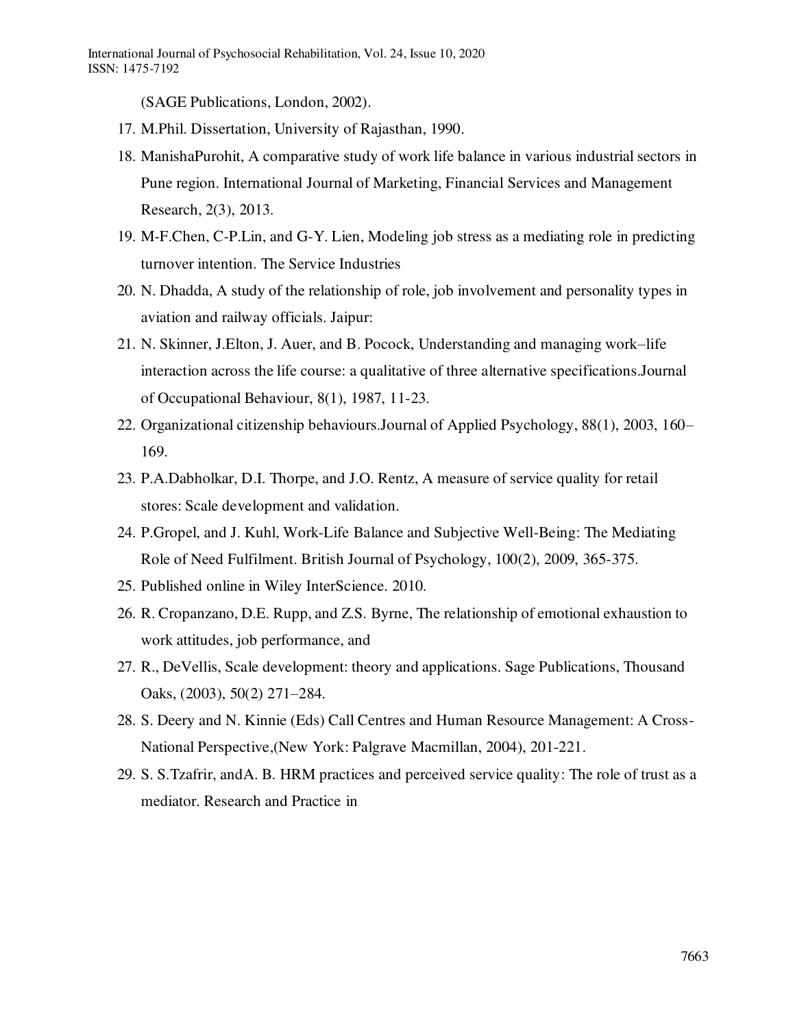(SAGE Publications, London, 2002).

17. M.Phil. Dissertation, University of Rajasthan, 1990.
18. ManishaPurohit, A comparative study of work life balance in various industrial sectors in Pune region. International Journal of Marketing, Financial Services and Management Research, 2(3), 2013.
19. M-F.Chen, C-P.Lin, and G-Y. Lien, Modeling job stress as a mediating role in predicting turnover intention. The Service Industries
20. N. Dhadda, A study of the relationship of role, job involvement and personality types in aviation and railway officials. Jaipur:
21. N. Skinner, J.Elton, J. Auer, and B. Pocock, Understanding and managing work–life interaction across the life course: a qualitative of three alternative specifications.Journal of Occupational Behaviour, 8(1), 1987, 11-23.
22. Organizational citizenship behaviours.Journal of Applied Psychology, 88(1), 2003, 160–169.
23. P.A.Dabholkar, D.I. Thorpe, and J.O. Rentz, A measure of service quality for retail stores: Scale development and validation.
24. P.Gropel, and J. Kuhl, Work-Life Balance and Subjective Well-Being: The Mediating Role of Need Fulfilment. British Journal of Psychology, 100(2), 2009, 365-375.
25. Published online in Wiley InterScience. 2010.
26. R. Cropanzano, D.E. Rupp, and Z.S. Byrne, The relationship of emotional exhaustion to work attitudes, job performance, and
27. R., DeVellis, Scale development: theory and applications. Sage Publications, Thousand Oaks, (2003), 50(2) 271–284.
28. S. Deery and N. Kinnie (Eds) Call Centres and Human Resource Management: A Cross-National Perspective,(New York: Palgrave Macmillan, 2004), 201-221.
29. S. S.Tzafrir, andA. B. HRM practices and perceived service quality: The role of trust as a mediator. Research and Practice in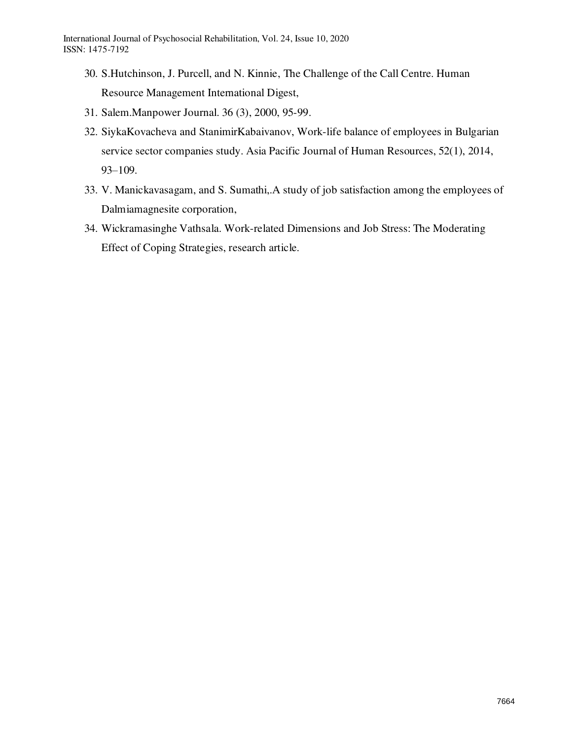30. S.Hutchinson, J. Purcell, and N. Kinnie, The Challenge of the Call Centre. Human Resource Management International Digest,
31. Salem.Manpower Journal. 36 (3), 2000, 95-99.
32. SiykaKovacheva and StanimirKabaivanov, Work-life balance of employees in Bulgarian service sector companies study. Asia Pacific Journal of Human Resources, 52(1), 2014, 93–109.
33. V. Manickavasagam, and S. Sumathi,.A study of job satisfaction among the employees of Dalmiamagnesite corporation,
34. Wickramasinghe Vathsala. Work-related Dimensions and Job Stress: The Moderating Effect of Coping Strategies, research article.